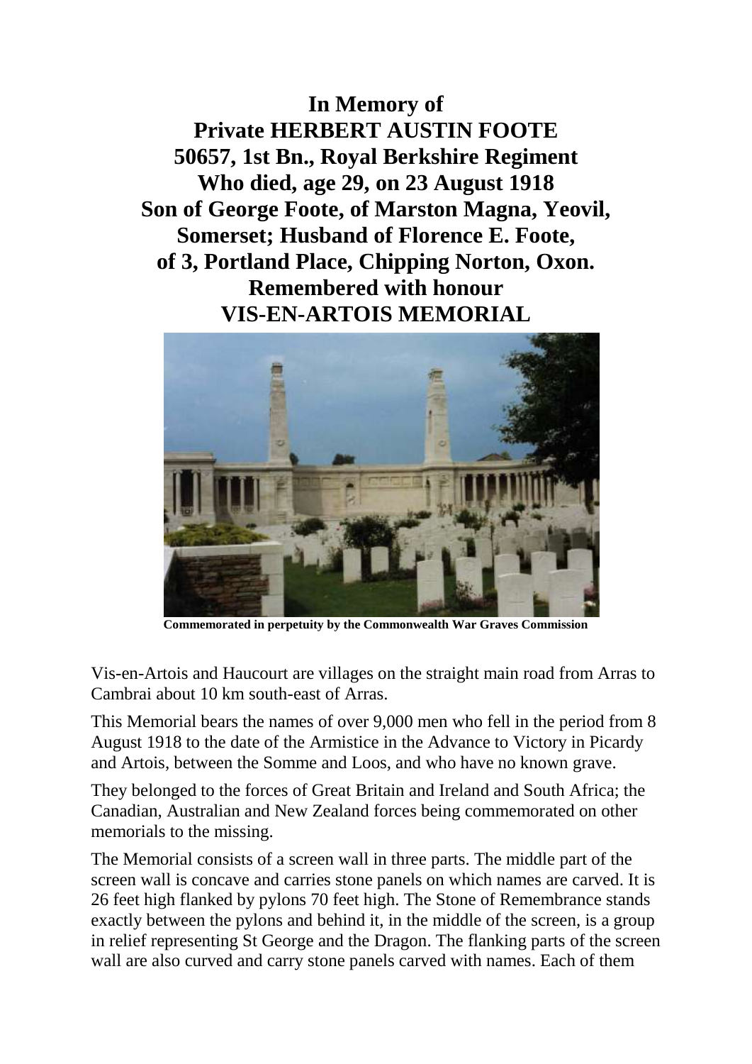# In Memory of
# Private HERBERT AUSTIN FOOTE
# 50657, 1st Bn., Royal Berkshire Regiment
# Who died, age 29, on 23 August 1918
# Son of George Foote, of Marston Magna, Yeovil, Somerset; Husband of Florence E. Foote, of 3, Portland Place, Chipping Norton, Oxon.
# Remembered with honour
# VIS-EN-ARTOIS MEMORIAL

**Commemorated in perpetuity by the Commonwealth War Graves Commission**

Vis-en-Artois and Haucourt are villages on the straight main road from Arras to Cambrai about 10 km south-east of Arras.

This Memorial bears the names of over 9,000 men who fell in the period from 8 August 1918 to the date of the Armistice in the Advance to Victory in Picardy and Artois, between the Somme and Loos, and who have no known grave.

They belonged to the forces of Great Britain and Ireland and South Africa; the Canadian, Australian and New Zealand forces being commemorated on other memorials to the missing.

The Memorial consists of a screen wall in three parts. The middle part of the screen wall is concave and carries stone panels on which names are carved. It is 26 feet high flanked by pylons 70 feet high. The Stone of Remembrance stands exactly between the pylons and behind it, in the middle of the screen, is a group in relief representing St George and the Dragon. The flanking parts of the screen wall are also curved and carry stone panels carved with names. Each of them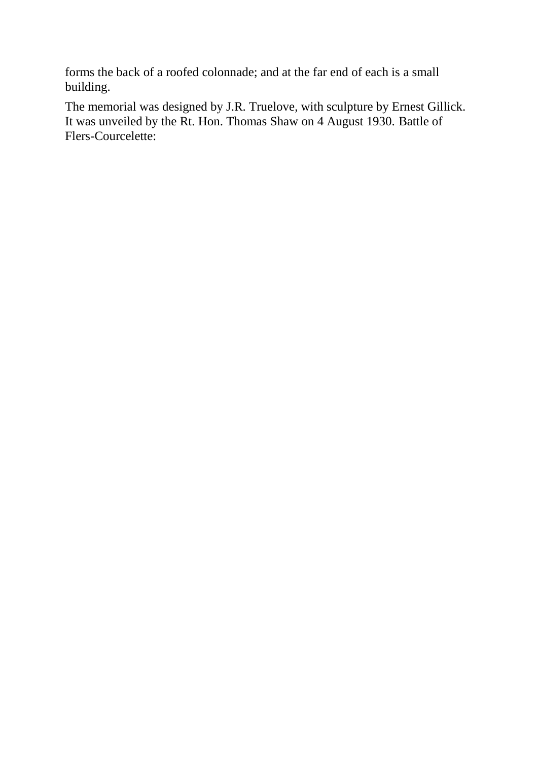forms the back of a roofed colonnade; and at the far end of each is a small building.

The memorial was designed by J.R. Truelove, with sculpture by Ernest Gillick. It was unveiled by the Rt. Hon. Thomas Shaw on 4 August 1930. Battle of Flers-Courcelette: